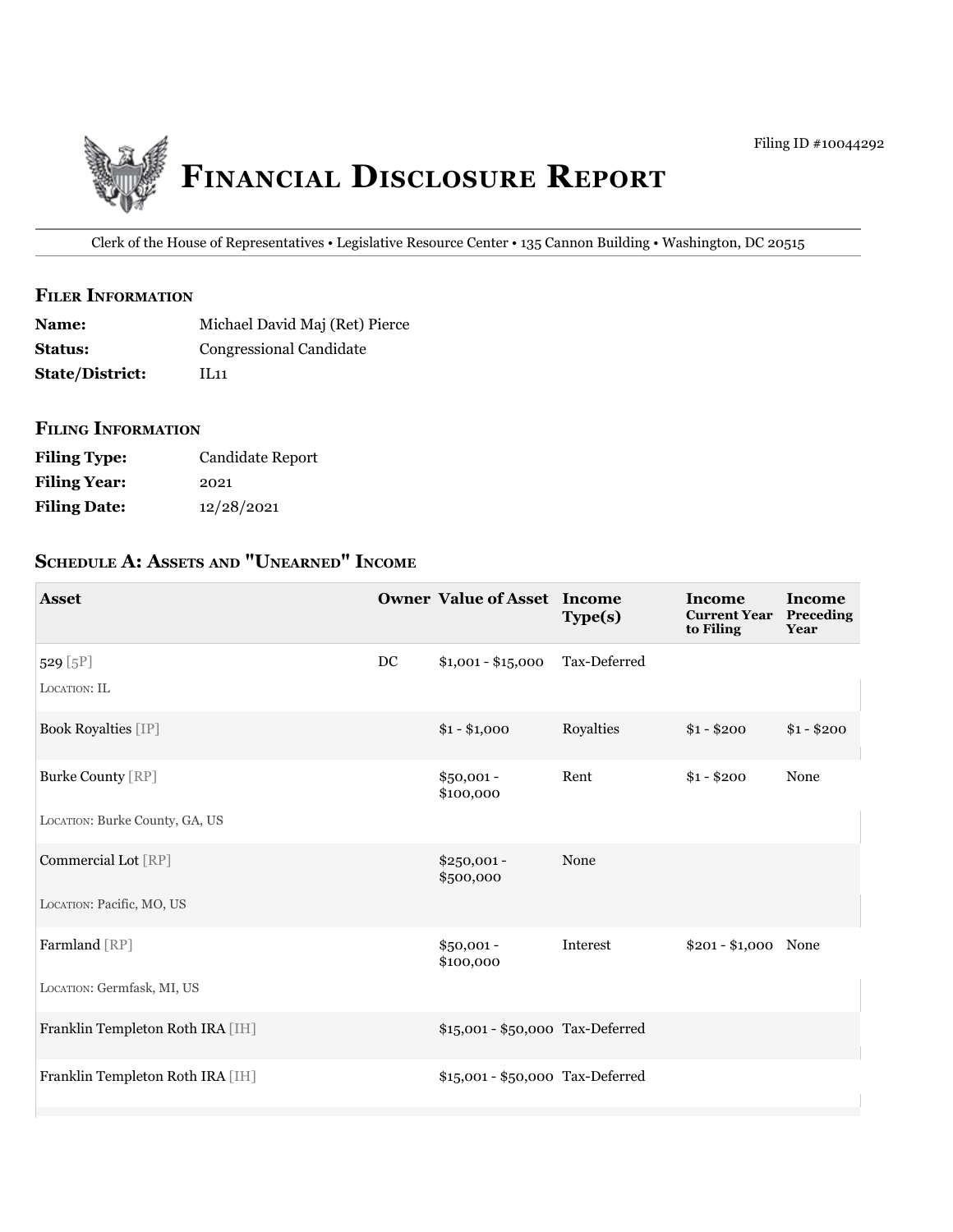Filing ID #10044292

# Financial Disclosure Report

Clerk of the House of Representatives • Legislative Resource Center • 135 Cannon Building • Washington, DC 20515

## Filer Information

**Name:** Michael David Maj (Ret) Pierce

**Status:** Congressional Candidate

**State/District:** IL11

## Filing Information

**Filing Type:** Candidate Report

**Filing Year:** 2021

**Filing Date:** 12/28/2021

## Schedule A: Assets and "Unearned" Income

| Asset | Owner | Value of Asset | Income Type(s) | Income Current Year to Filing | Income Preceding Year |
|---|---|---|---|---|---|
| 529 [5P]<br>Location: IL | DC | $1,001 - $15,000 | Tax-Deferred | | |
| Book Royalties [IP] | | $1 - $1,000 | Royalties | $1 - $200 | $1 - $200 |
| Burke County [RP]<br>Location: Burke County, GA, US | | $50,001 - $100,000 | Rent | $1 - $200 | None |
| Commercial Lot [RP]<br>Location: Pacific, MO, US | | $250,001 - $500,000 | None | | |
| Farmland [RP]<br>Location: Germfask, MI, US | | $50,001 - $100,000 | Interest | $201 - $1,000 | None |
| Franklin Templeton Roth IRA [IH] | | $15,001 - $50,000 | Tax-Deferred | | |
| Franklin Templeton Roth IRA [IH] | | $15,001 - $50,000 | Tax-Deferred | | |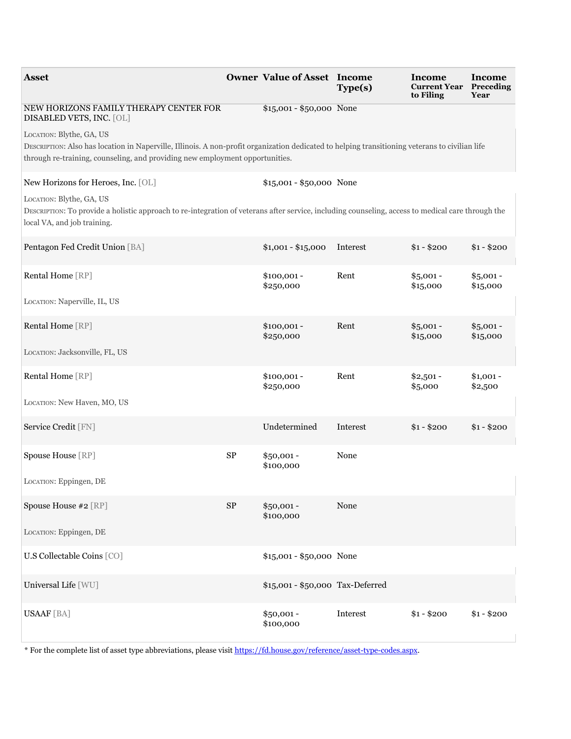| Asset | Owner | Value of Asset | Income Type(s) | Income Current Year to Filing | Income Preceding Year |
|---|---|---|---|---|---|
| NEW HORIZONS FAMILY THERAPY CENTER FOR DISABLED VETS, INC. [OL]<br>LOCATION: Blythe, GA, US<br>DESCRIPTION: Also has location in Naperville, Illinois. A non-profit organization dedicated to helping transitioning veterans to civilian life through re-training, counseling, and providing new employment opportunities. | | $15,001 - $50,000 | None | | |
| New Horizons for Heroes, Inc. [OL]<br>LOCATION: Blythe, GA, US<br>DESCRIPTION: To provide a holistic approach to re-integration of veterans after service, including counseling, access to medical care through the local VA, and job training. | | $15,001 - $50,000 | None | | |
| Pentagon Fed Credit Union [BA] | | $1,001 - $15,000 | Interest | $1 - $200 | $1 - $200 |
| Rental Home [RP]<br>LOCATION: Naperville, IL, US | | $100,001 - $250,000 | Rent | $5,001 - $15,000 | $5,001 - $15,000 |
| Rental Home [RP]<br>LOCATION: Jacksonville, FL, US | | $100,001 - $250,000 | Rent | $5,001 - $15,000 | $5,001 - $15,000 |
| Rental Home [RP]<br>LOCATION: New Haven, MO, US | | $100,001 - $250,000 | Rent | $2,501 - $5,000 | $1,001 - $2,500 |
| Service Credit [FN] | | Undetermined | Interest | $1 - $200 | $1 - $200 |
| Spouse House [RP]<br>LOCATION: Eppingen, DE | SP | $50,001 - $100,000 | None | | |
| Spouse House #2 [RP]<br>LOCATION: Eppingen, DE | SP | $50,001 - $100,000 | None | | |
| U.S Collectable Coins [CO] | | $15,001 - $50,000 | None | | |
| Universal Life [WU] | | $15,001 - $50,000 | Tax-Deferred | | |
| USAAF [BA] | | $50,001 - $100,000 | Interest | $1 - $200 | $1 - $200 |

* For the complete list of asset type abbreviations, please visit https://fd.house.gov/reference/asset-type-codes.aspx.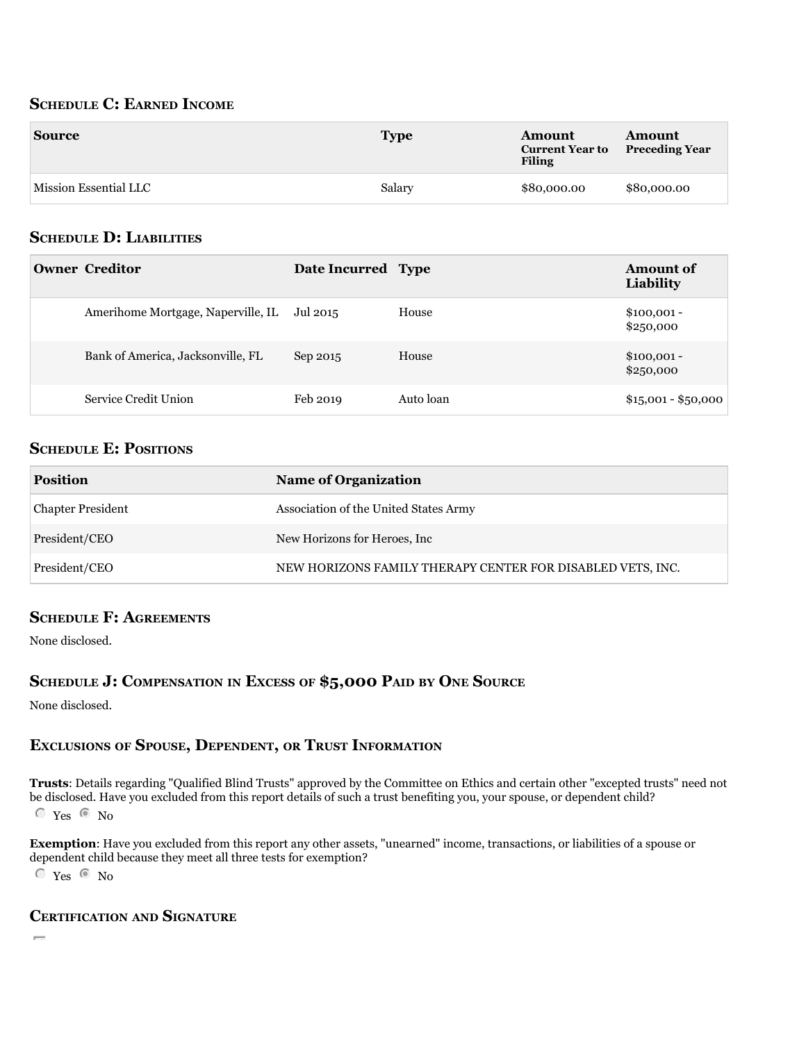## Schedule C: Earned Income

| Source | Type | Amount Current Year to Filing | Amount Preceding Year |
| --- | --- | --- | --- |
| Mission Essential LLC | Salary | $80,000.00 | $80,000.00 |

## Schedule D: Liabilities

| Owner | Creditor | Date Incurred | Type | Amount of Liability |
| --- | --- | --- | --- | --- |
| | Amerihome Mortgage, Naperville, IL | Jul 2015 | House | $100,001 - $250,000 |
| | Bank of America, Jacksonville, FL | Sep 2015 | House | $100,001 - $250,000 |
| | Service Credit Union | Feb 2019 | Auto loan | $15,001 - $50,000 |

## Schedule E: Positions

| Position | Name of Organization |
| --- | --- |
| Chapter President | Association of the United States Army |
| President/CEO | New Horizons for Heroes, Inc |
| President/CEO | NEW HORIZONS FAMILY THERAPY CENTER FOR DISABLED VETS, INC. |

## Schedule F: Agreements

None disclosed.

## Schedule J: Compensation in Excess of $5,000 Paid by One Source

None disclosed.

## Exclusions of Spouse, Dependent, or Trust Information

**Trusts**: Details regarding "Qualified Blind Trusts" approved by the Committee on Ethics and certain other "excepted trusts" need not be disclosed. Have you excluded from this report details of such a trust benefiting you, your spouse, or dependent child?

○ Yes ◉ No

**Exemption**: Have you excluded from this report any other assets, "unearned" income, transactions, or liabilities of a spouse or dependent child because they meet all three tests for exemption?

○ Yes ◉ No

## Certification and Signature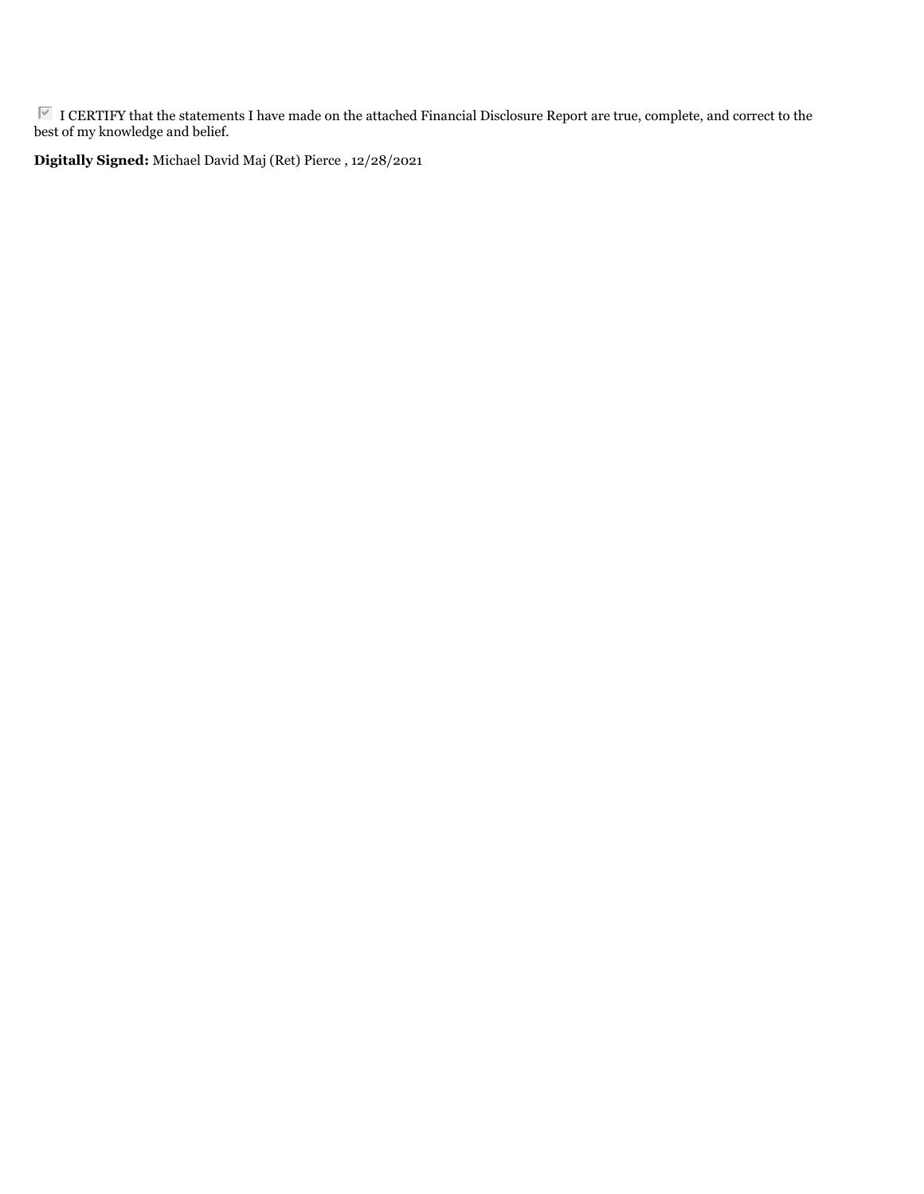☑ I CERTIFY that the statements I have made on the attached Financial Disclosure Report are true, complete, and correct to the best of my knowledge and belief.

**Digitally Signed:** Michael David Maj (Ret) Pierce , 12/28/2021